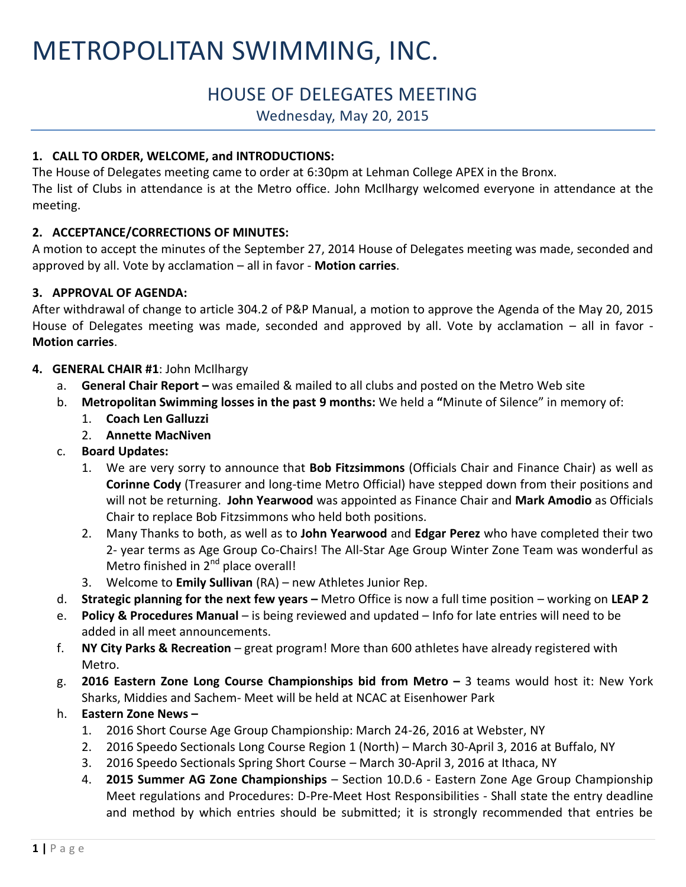# METROPOLITAN SWIMMING, INC.

## HOUSE OF DELEGATES MEETING

Wednesday, May 20, 2015

**1. CALL TO ORDER, WELCOME, and INTRODUCTIONS:**

The House of Delegates meeting came to order at 6:30pm at Lehman College APEX in the Bronx.
The list of Clubs in attendance is at the Metro office. John McIlhargy welcomed everyone in attendance at the meeting.

**2. ACCEPTANCE/CORRECTIONS OF MINUTES:**

A motion to accept the minutes of the September 27, 2014 House of Delegates meeting was made, seconded and approved by all. Vote by acclamation – all in favor - **Motion carries**.

**3. APPROVAL OF AGENDA:**

After withdrawal of change to article 304.2 of P&P Manual, a motion to approve the Agenda of the May 20, 2015 House of Delegates meeting was made, seconded and approved by all. Vote by acclamation – all in favor - **Motion carries**.

**4. GENERAL CHAIR #1**: John McIlhargy

a. **General Chair Report –** was emailed & mailed to all clubs and posted on the Metro Web site

b. **Metropolitan Swimming losses in the past 9 months:** We held a **"**Minute of Silence" in memory of:
   1. **Coach Len Galluzzi**
   2. **Annette MacNiven**

c. **Board Updates:**
   1. We are very sorry to announce that **Bob Fitzsimmons** (Officials Chair and Finance Chair) as well as **Corinne Cody** (Treasurer and long-time Metro Official) have stepped down from their positions and will not be returning. **John Yearwood** was appointed as Finance Chair and **Mark Amodio** as Officials Chair to replace Bob Fitzsimmons who held both positions.
   2. Many Thanks to both, as well as to **John Yearwood** and **Edgar Perez** who have completed their two 2- year terms as Age Group Co-Chairs! The All-Star Age Group Winter Zone Team was wonderful as Metro finished in 2nd place overall!
   3. Welcome to **Emily Sullivan** (RA) – new Athletes Junior Rep.

d. **Strategic planning for the next few years –** Metro Office is now a full time position – working on **LEAP 2**

e. **Policy & Procedures Manual** – is being reviewed and updated – Info for late entries will need to be added in all meet announcements.

f. **NY City Parks & Recreation** – great program! More than 600 athletes have already registered with Metro.

g. **2016 Eastern Zone Long Course Championships bid from Metro –** 3 teams would host it: New York Sharks, Middies and Sachem- Meet will be held at NCAC at Eisenhower Park

h. **Eastern Zone News –**
   1. 2016 Short Course Age Group Championship: March 24-26, 2016 at Webster, NY
   2. 2016 Speedo Sectionals Long Course Region 1 (North) – March 30-April 3, 2016 at Buffalo, NY
   3. 2016 Speedo Sectionals Spring Short Course – March 30-April 3, 2016 at Ithaca, NY
   4. **2015 Summer AG Zone Championships** – Section 10.D.6 - Eastern Zone Age Group Championship Meet regulations and Procedures: D-Pre-Meet Host Responsibilities - Shall state the entry deadline and method by which entries should be submitted; it is strongly recommended that entries be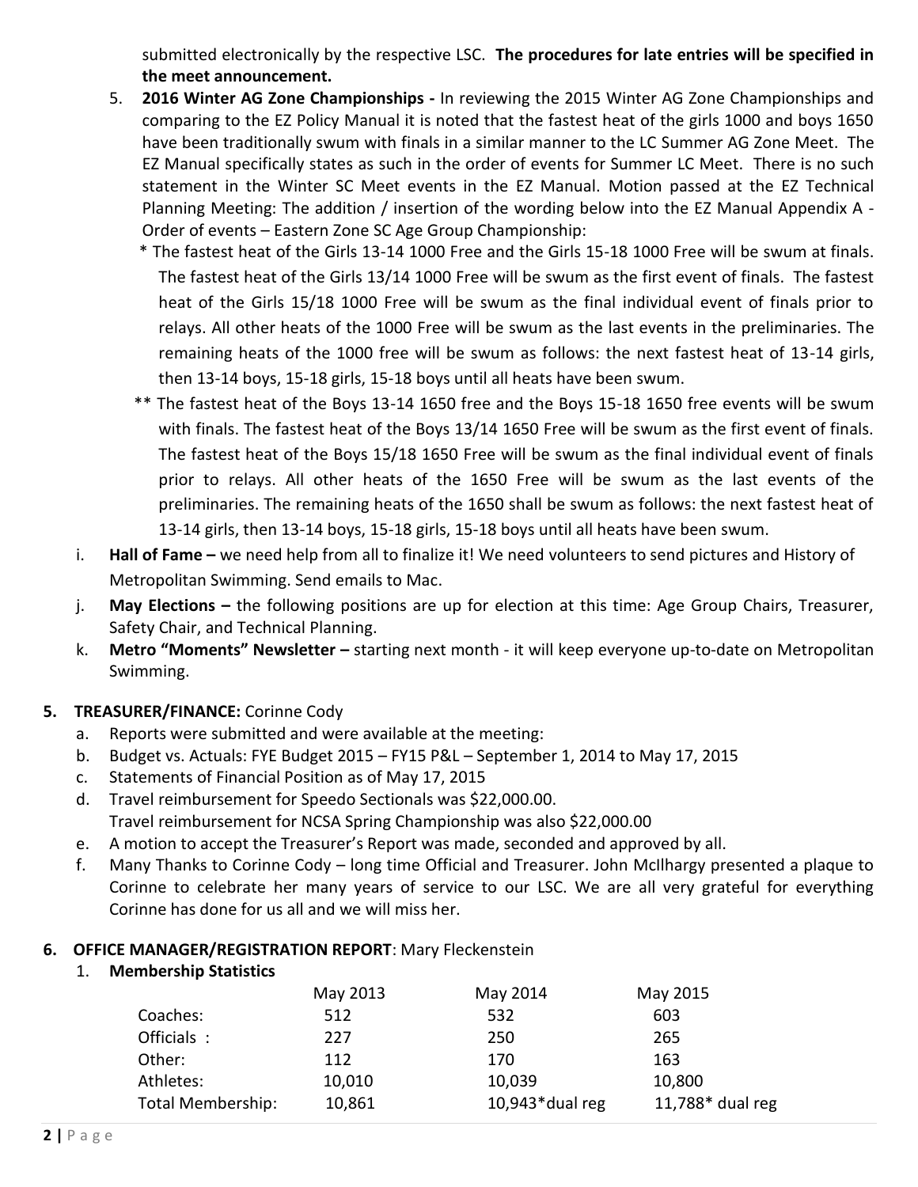submitted electronically by the respective LSC. **The procedures for late entries will be specified in the meet announcement.**

5. **2016 Winter AG Zone Championships -** In reviewing the 2015 Winter AG Zone Championships and comparing to the EZ Policy Manual it is noted that the fastest heat of the girls 1000 and boys 1650 have been traditionally swum with finals in a similar manner to the LC Summer AG Zone Meet. The EZ Manual specifically states as such in the order of events for Summer LC Meet. There is no such statement in the Winter SC Meet events in the EZ Manual. Motion passed at the EZ Technical Planning Meeting: The addition / insertion of the wording below into the EZ Manual Appendix A - Order of events – Eastern Zone SC Age Group Championship:

   \* The fastest heat of the Girls 13-14 1000 Free and the Girls 15-18 1000 Free will be swum at finals. The fastest heat of the Girls 13/14 1000 Free will be swum as the first event of finals. The fastest heat of the Girls 15/18 1000 Free will be swum as the final individual event of finals prior to relays. All other heats of the 1000 Free will be swum as the last events in the preliminaries. The remaining heats of the 1000 free will be swum as follows: the next fastest heat of 13-14 girls, then 13-14 boys, 15-18 girls, 15-18 boys until all heats have been swum.

   \*\* The fastest heat of the Boys 13-14 1650 free and the Boys 15-18 1650 free events will be swum with finals. The fastest heat of the Boys 13/14 1650 Free will be swum as the first event of finals. The fastest heat of the Boys 15/18 1650 Free will be swum as the final individual event of finals prior to relays. All other heats of the 1650 Free will be swum as the last events of the preliminaries. The remaining heats of the 1650 shall be swum as follows: the next fastest heat of 13-14 girls, then 13-14 boys, 15-18 girls, 15-18 boys until all heats have been swum.

i. **Hall of Fame –** we need help from all to finalize it! We need volunteers to send pictures and History of Metropolitan Swimming. Send emails to Mac.

j. **May Elections –** the following positions are up for election at this time: Age Group Chairs, Treasurer, Safety Chair, and Technical Planning.

k. **Metro "Moments" Newsletter –** starting next month - it will keep everyone up-to-date on Metropolitan Swimming.

**5. TREASURER/FINANCE:** Corinne Cody

a. Reports were submitted and were available at the meeting:
b. Budget vs. Actuals: FYE Budget 2015 – FY15 P&L – September 1, 2014 to May 17, 2015
c. Statements of Financial Position as of May 17, 2015
d. Travel reimbursement for Speedo Sectionals was $22,000.00.
   Travel reimbursement for NCSA Spring Championship was also $22,000.00
e. A motion to accept the Treasurer's Report was made, seconded and approved by all.
f. Many Thanks to Corinne Cody – long time Official and Treasurer. John McIlhargy presented a plaque to Corinne to celebrate her many years of service to our LSC. We are all very grateful for everything Corinne has done for us all and we will miss her.

**6. OFFICE MANAGER/REGISTRATION REPORT**: Mary Fleckenstein

1. **Membership Statistics**

| | May 2013 | May 2014 | May 2015 |
|---|---|---|---|
| Coaches: | 512 | 532 | 603 |
| Officials : | 227 | 250 | 265 |
| Other: | 112 | 170 | 163 |
| Athletes: | 10,010 | 10,039 | 10,800 |
| Total Membership: | 10,861 | 10,943*dual reg | 11,788* dual reg |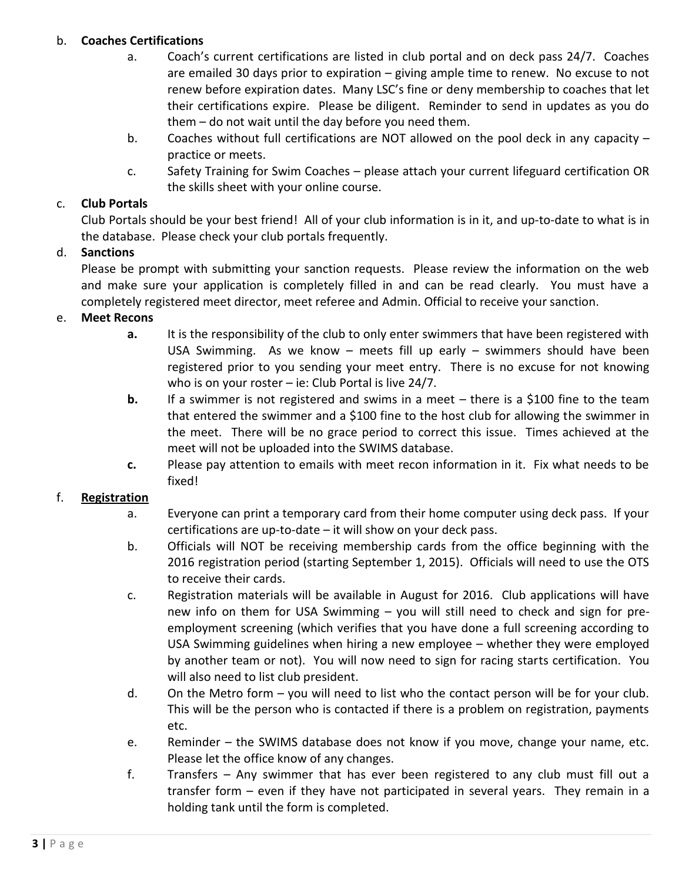b. **Coaches Certifications**

   a. Coach's current certifications are listed in club portal and on deck pass 24/7. Coaches are emailed 30 days prior to expiration – giving ample time to renew. No excuse to not renew before expiration dates. Many LSC's fine or deny membership to coaches that let their certifications expire. Please be diligent. Reminder to send in updates as you do them – do not wait until the day before you need them.

   b. Coaches without full certifications are NOT allowed on the pool deck in any capacity – practice or meets.

   c. Safety Training for Swim Coaches – please attach your current lifeguard certification OR the skills sheet with your online course.

c. **Club Portals**

   Club Portals should be your best friend! All of your club information is in it, and up-to-date to what is in the database. Please check your club portals frequently.

d. **Sanctions**

   Please be prompt with submitting your sanction requests. Please review the information on the web and make sure your application is completely filled in and can be read clearly. You must have a completely registered meet director, meet referee and Admin. Official to receive your sanction.

e. **Meet Recons**

   **a.** It is the responsibility of the club to only enter swimmers that have been registered with USA Swimming. As we know – meets fill up early – swimmers should have been registered prior to you sending your meet entry. There is no excuse for not knowing who is on your roster – ie: Club Portal is live 24/7.

   **b.** If a swimmer is not registered and swims in a meet – there is a $100 fine to the team that entered the swimmer and a $100 fine to the host club for allowing the swimmer in the meet. There will be no grace period to correct this issue. Times achieved at the meet will not be uploaded into the SWIMS database.

   **c.** Please pay attention to emails with meet recon information in it. Fix what needs to be fixed!

f. **<u>Registration</u>**

   a. Everyone can print a temporary card from their home computer using deck pass. If your certifications are up-to-date – it will show on your deck pass.

   b. Officials will NOT be receiving membership cards from the office beginning with the 2016 registration period (starting September 1, 2015). Officials will need to use the OTS to receive their cards.

   c. Registration materials will be available in August for 2016. Club applications will have new info on them for USA Swimming – you will still need to check and sign for pre-employment screening (which verifies that you have done a full screening according to USA Swimming guidelines when hiring a new employee – whether they were employed by another team or not). You will now need to sign for racing starts certification. You will also need to list club president.

   d. On the Metro form – you will need to list who the contact person will be for your club. This will be the person who is contacted if there is a problem on registration, payments etc.

   e. Reminder – the SWIMS database does not know if you move, change your name, etc. Please let the office know of any changes.

   f. Transfers – Any swimmer that has ever been registered to any club must fill out a transfer form – even if they have not participated in several years. They remain in a holding tank until the form is completed.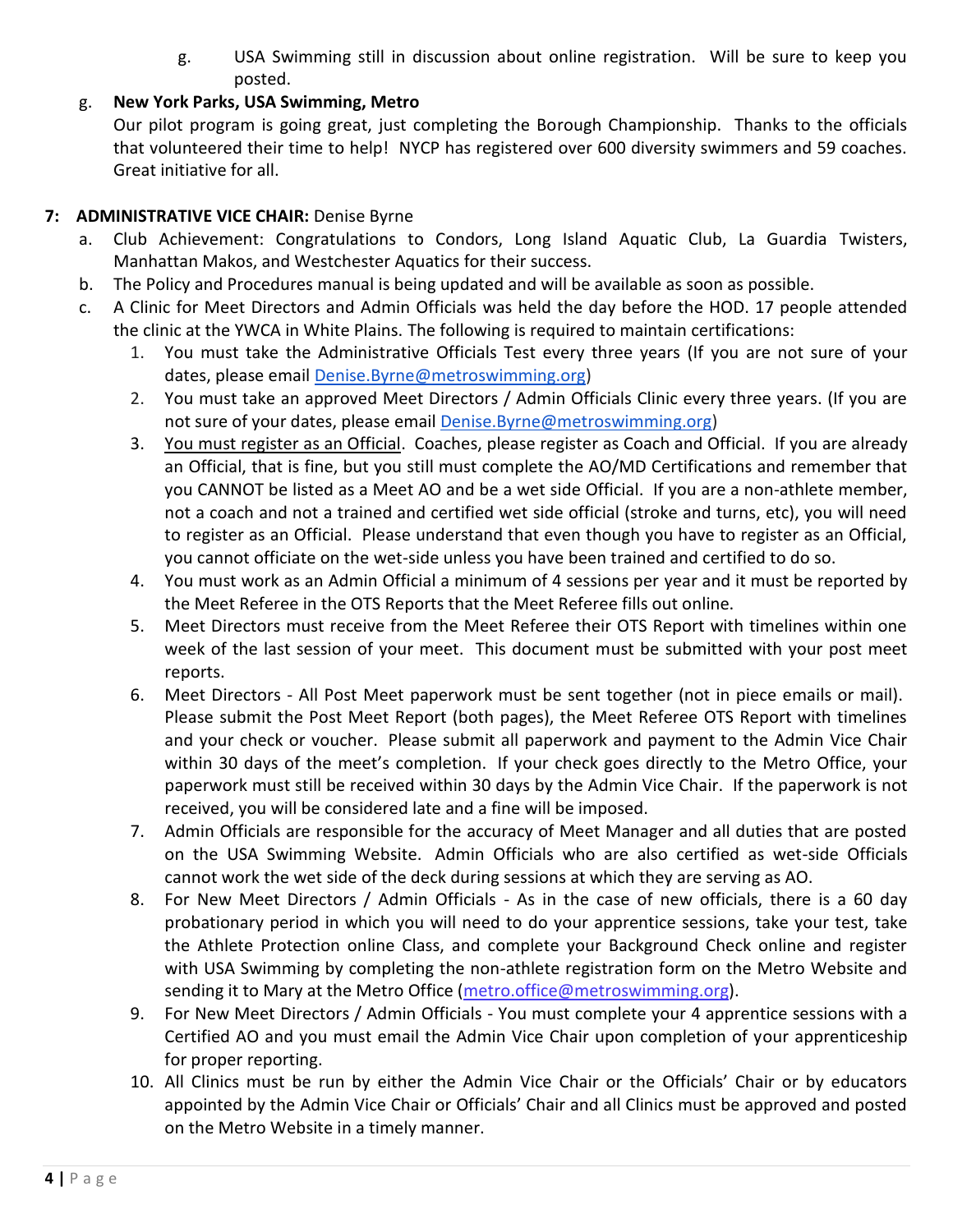g. USA Swimming still in discussion about online registration. Will be sure to keep you posted.

g. **New York Parks, USA Swimming, Metro**
Our pilot program is going great, just completing the Borough Championship. Thanks to the officials that volunteered their time to help! NYCP has registered over 600 diversity swimmers and 59 coaches. Great initiative for all.

**7: ADMINISTRATIVE VICE CHAIR:** Denise Byrne

a. Club Achievement: Congratulations to Condors, Long Island Aquatic Club, La Guardia Twisters, Manhattan Makos, and Westchester Aquatics for their success.

b. The Policy and Procedures manual is being updated and will be available as soon as possible.

c. A Clinic for Meet Directors and Admin Officials was held the day before the HOD. 17 people attended the clinic at the YWCA in White Plains. The following is required to maintain certifications:

1. You must take the Administrative Officials Test every three years (If you are not sure of your dates, please email Denise.Byrne@metroswimming.org)
2. You must take an approved Meet Directors / Admin Officials Clinic every three years. (If you are not sure of your dates, please email Denise.Byrne@metroswimming.org)
3. <u>You must register as an Official</u>. Coaches, please register as Coach and Official. If you are already an Official, that is fine, but you still must complete the AO/MD Certifications and remember that you CANNOT be listed as a Meet AO and be a wet side Official. If you are a non-athlete member, not a coach and not a trained and certified wet side official (stroke and turns, etc), you will need to register as an Official. Please understand that even though you have to register as an Official, you cannot officiate on the wet-side unless you have been trained and certified to do so.
4. You must work as an Admin Official a minimum of 4 sessions per year and it must be reported by the Meet Referee in the OTS Reports that the Meet Referee fills out online.
5. Meet Directors must receive from the Meet Referee their OTS Report with timelines within one week of the last session of your meet. This document must be submitted with your post meet reports.
6. Meet Directors - All Post Meet paperwork must be sent together (not in piece emails or mail). Please submit the Post Meet Report (both pages), the Meet Referee OTS Report with timelines and your check or voucher. Please submit all paperwork and payment to the Admin Vice Chair within 30 days of the meet's completion. If your check goes directly to the Metro Office, your paperwork must still be received within 30 days by the Admin Vice Chair. If the paperwork is not received, you will be considered late and a fine will be imposed.
7. Admin Officials are responsible for the accuracy of Meet Manager and all duties that are posted on the USA Swimming Website. Admin Officials who are also certified as wet-side Officials cannot work the wet side of the deck during sessions at which they are serving as AO.
8. For New Meet Directors / Admin Officials - As in the case of new officials, there is a 60 day probationary period in which you will need to do your apprentice sessions, take your test, take the Athlete Protection online Class, and complete your Background Check online and register with USA Swimming by completing the non-athlete registration form on the Metro Website and sending it to Mary at the Metro Office (metro.office@metroswimming.org).
9. For New Meet Directors / Admin Officials - You must complete your 4 apprentice sessions with a Certified AO and you must email the Admin Vice Chair upon completion of your apprenticeship for proper reporting.
10. All Clinics must be run by either the Admin Vice Chair or the Officials' Chair or by educators appointed by the Admin Vice Chair or Officials' Chair and all Clinics must be approved and posted on the Metro Website in a timely manner.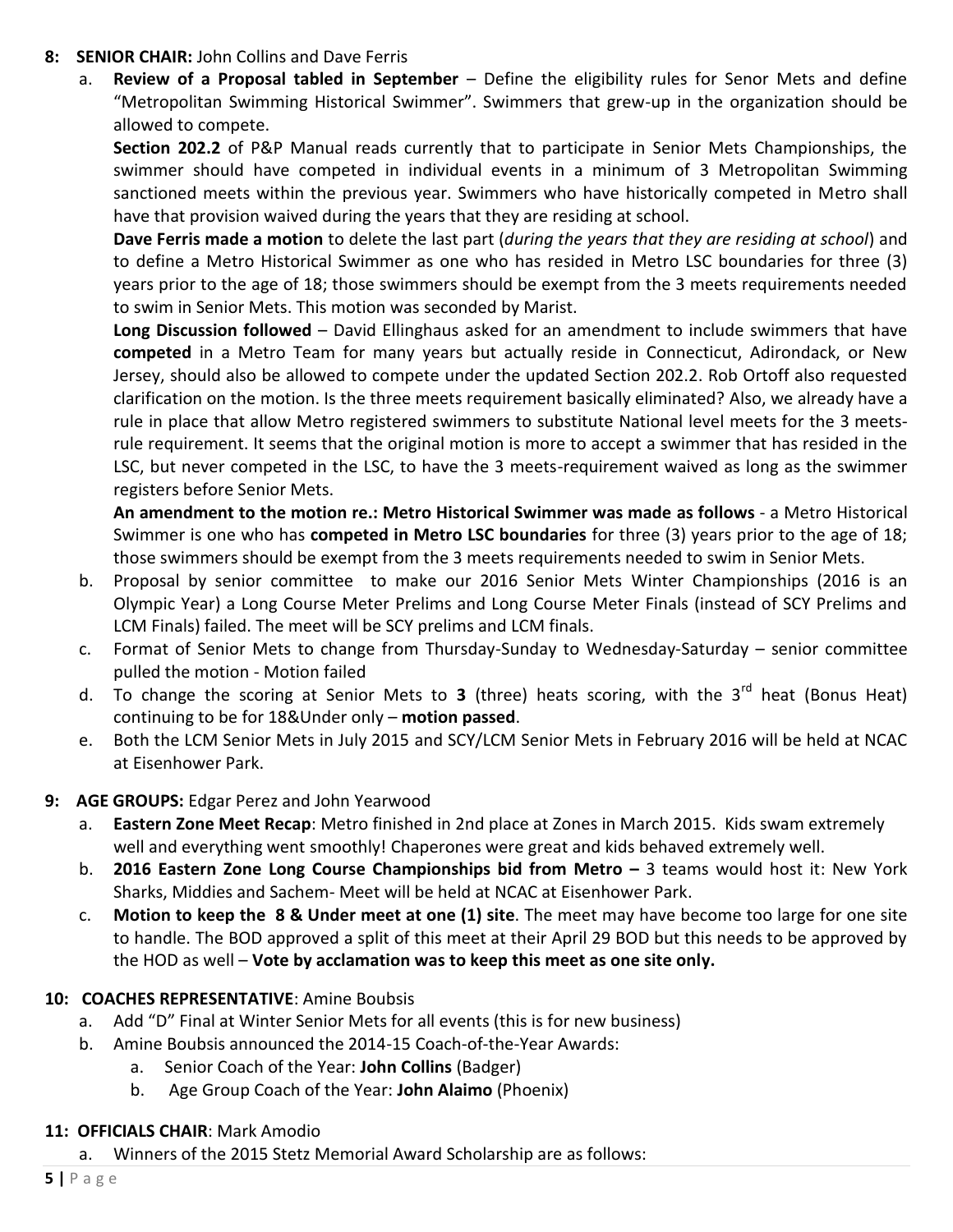**8: SENIOR CHAIR:** John Collins and Dave Ferris

a. **Review of a Proposal tabled in September** – Define the eligibility rules for Senor Mets and define "Metropolitan Swimming Historical Swimmer". Swimmers that grew-up in the organization should be allowed to compete.

   **Section 202.2** of P&P Manual reads currently that to participate in Senior Mets Championships, the swimmer should have competed in individual events in a minimum of 3 Metropolitan Swimming sanctioned meets within the previous year. Swimmers who have historically competed in Metro shall have that provision waived during the years that they are residing at school.

   **Dave Ferris made a motion** to delete the last part (*during the years that they are residing at school*) and to define a Metro Historical Swimmer as one who has resided in Metro LSC boundaries for three (3) years prior to the age of 18; those swimmers should be exempt from the 3 meets requirements needed to swim in Senior Mets. This motion was seconded by Marist.

   **Long Discussion followed** – David Ellinghaus asked for an amendment to include swimmers that have **competed** in a Metro Team for many years but actually reside in Connecticut, Adirondack, or New Jersey, should also be allowed to compete under the updated Section 202.2. Rob Ortoff also requested clarification on the motion. Is the three meets requirement basically eliminated? Also, we already have a rule in place that allow Metro registered swimmers to substitute National level meets for the 3 meets-rule requirement. It seems that the original motion is more to accept a swimmer that has resided in the LSC, but never competed in the LSC, to have the 3 meets-requirement waived as long as the swimmer registers before Senior Mets.

   **An amendment to the motion re.: Metro Historical Swimmer was made as follows** - a Metro Historical Swimmer is one who has **competed in Metro LSC boundaries** for three (3) years prior to the age of 18; those swimmers should be exempt from the 3 meets requirements needed to swim in Senior Mets.

b. Proposal by senior committee to make our 2016 Senior Mets Winter Championships (2016 is an Olympic Year) a Long Course Meter Prelims and Long Course Meter Finals (instead of SCY Prelims and LCM Finals) failed. The meet will be SCY prelims and LCM finals.

c. Format of Senior Mets to change from Thursday-Sunday to Wednesday-Saturday – senior committee pulled the motion - Motion failed

d. To change the scoring at Senior Mets to **3** (three) heats scoring, with the 3rd heat (Bonus Heat) continuing to be for 18&Under only – **motion passed**.

e. Both the LCM Senior Mets in July 2015 and SCY/LCM Senior Mets in February 2016 will be held at NCAC at Eisenhower Park.

**9: AGE GROUPS:** Edgar Perez and John Yearwood

a. **Eastern Zone Meet Recap**: Metro finished in 2nd place at Zones in March 2015. Kids swam extremely well and everything went smoothly! Chaperones were great and kids behaved extremely well.

b. **2016 Eastern Zone Long Course Championships bid from Metro –** 3 teams would host it: New York Sharks, Middies and Sachem- Meet will be held at NCAC at Eisenhower Park.

c. **Motion to keep the 8 & Under meet at one (1) site**. The meet may have become too large for one site to handle. The BOD approved a split of this meet at their April 29 BOD but this needs to be approved by the HOD as well – **Vote by acclamation was to keep this meet as one site only.**

**10: COACHES REPRESENTATIVE**: Amine Boubsis

a. Add "D" Final at Winter Senior Mets for all events (this is for new business)

b. Amine Boubsis announced the 2014-15 Coach-of-the-Year Awards:
   a. Senior Coach of the Year: **John Collins** (Badger)
   b. Age Group Coach of the Year: **John Alaimo** (Phoenix)

**11: OFFICIALS CHAIR**: Mark Amodio

a. Winners of the 2015 Stetz Memorial Award Scholarship are as follows: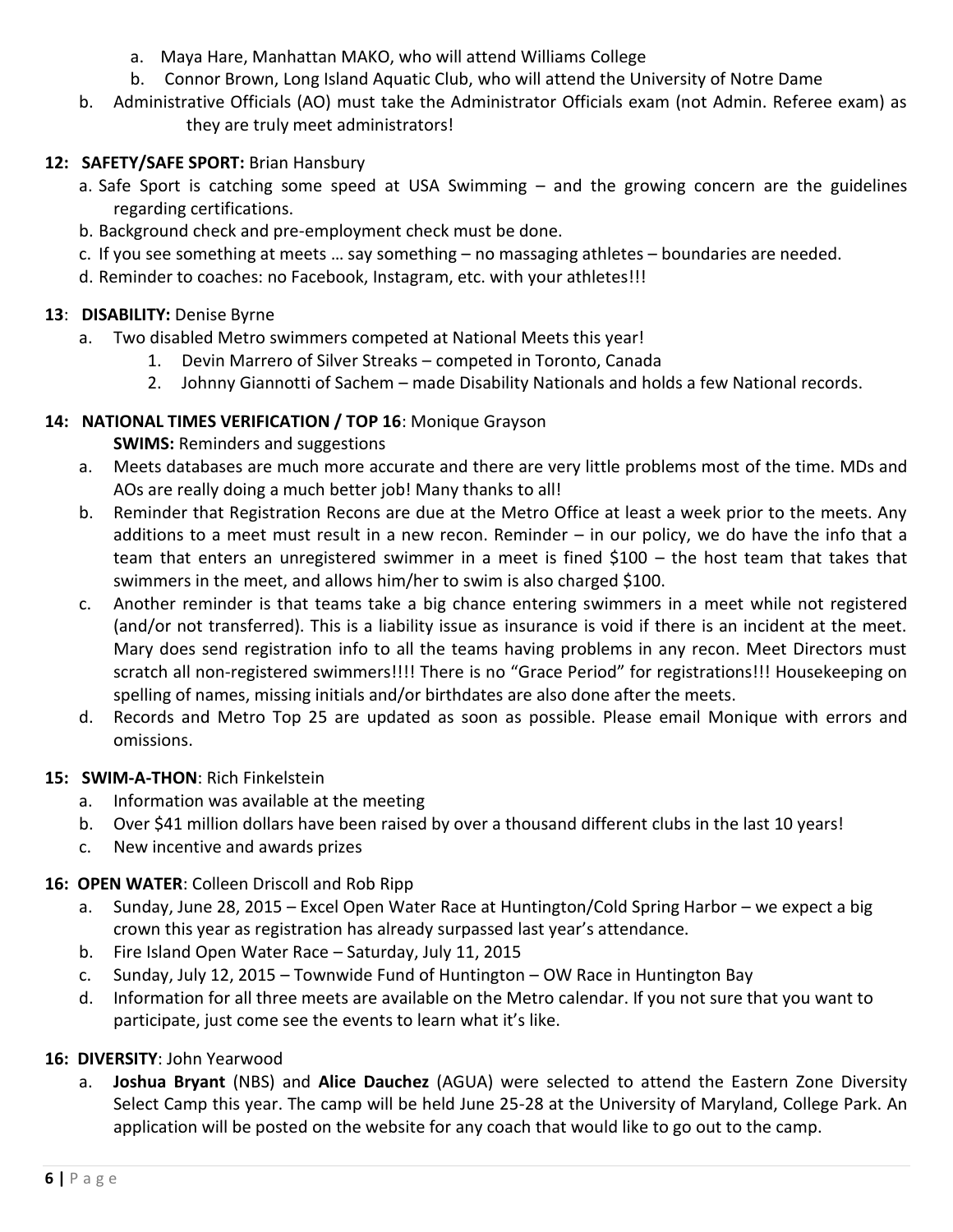a. Maya Hare, Manhattan MAKO, who will attend Williams College
   b. Connor Brown, Long Island Aquatic Club, who will attend the University of Notre Dame

b. Administrative Officials (AO) must take the Administrator Officials exam (not Admin. Referee exam) as they are truly meet administrators!

**12: SAFETY/SAFE SPORT:** Brian Hansbury

a. Safe Sport is catching some speed at USA Swimming – and the growing concern are the guidelines regarding certifications.
b. Background check and pre-employment check must be done.
c. If you see something at meets … say something – no massaging athletes – boundaries are needed.
d. Reminder to coaches: no Facebook, Instagram, etc. with your athletes!!!

**13**: **DISABILITY:** Denise Byrne

a. Two disabled Metro swimmers competed at National Meets this year!
   1. Devin Marrero of Silver Streaks – competed in Toronto, Canada
   2. Johnny Giannotti of Sachem – made Disability Nationals and holds a few National records.

**14: NATIONAL TIMES VERIFICATION / TOP 16**: Monique Grayson

**SWIMS:** Reminders and suggestions

a. Meets databases are much more accurate and there are very little problems most of the time. MDs and AOs are really doing a much better job! Many thanks to all!
b. Reminder that Registration Recons are due at the Metro Office at least a week prior to the meets. Any additions to a meet must result in a new recon. Reminder – in our policy, we do have the info that a team that enters an unregistered swimmer in a meet is fined $100 – the host team that takes that swimmers in the meet, and allows him/her to swim is also charged $100.
c. Another reminder is that teams take a big chance entering swimmers in a meet while not registered (and/or not transferred). This is a liability issue as insurance is void if there is an incident at the meet. Mary does send registration info to all the teams having problems in any recon. Meet Directors must scratch all non-registered swimmers!!!! There is no "Grace Period" for registrations!!! Housekeeping on spelling of names, missing initials and/or birthdates are also done after the meets.
d. Records and Metro Top 25 are updated as soon as possible. Please email Monique with errors and omissions.

**15: SWIM-A-THON**: Rich Finkelstein

a. Information was available at the meeting
b. Over $41 million dollars have been raised by over a thousand different clubs in the last 10 years!
c. New incentive and awards prizes

**16: OPEN WATER**: Colleen Driscoll and Rob Ripp

a. Sunday, June 28, 2015 – Excel Open Water Race at Huntington/Cold Spring Harbor – we expect a big crown this year as registration has already surpassed last year's attendance.
b. Fire Island Open Water Race – Saturday, July 11, 2015
c. Sunday, July 12, 2015 – Townwide Fund of Huntington – OW Race in Huntington Bay
d. Information for all three meets are available on the Metro calendar. If you not sure that you want to participate, just come see the events to learn what it's like.

**16: DIVERSITY**: John Yearwood

a. **Joshua Bryant** (NBS) and **Alice Dauchez** (AGUA) were selected to attend the Eastern Zone Diversity Select Camp this year. The camp will be held June 25-28 at the University of Maryland, College Park. An application will be posted on the website for any coach that would like to go out to the camp.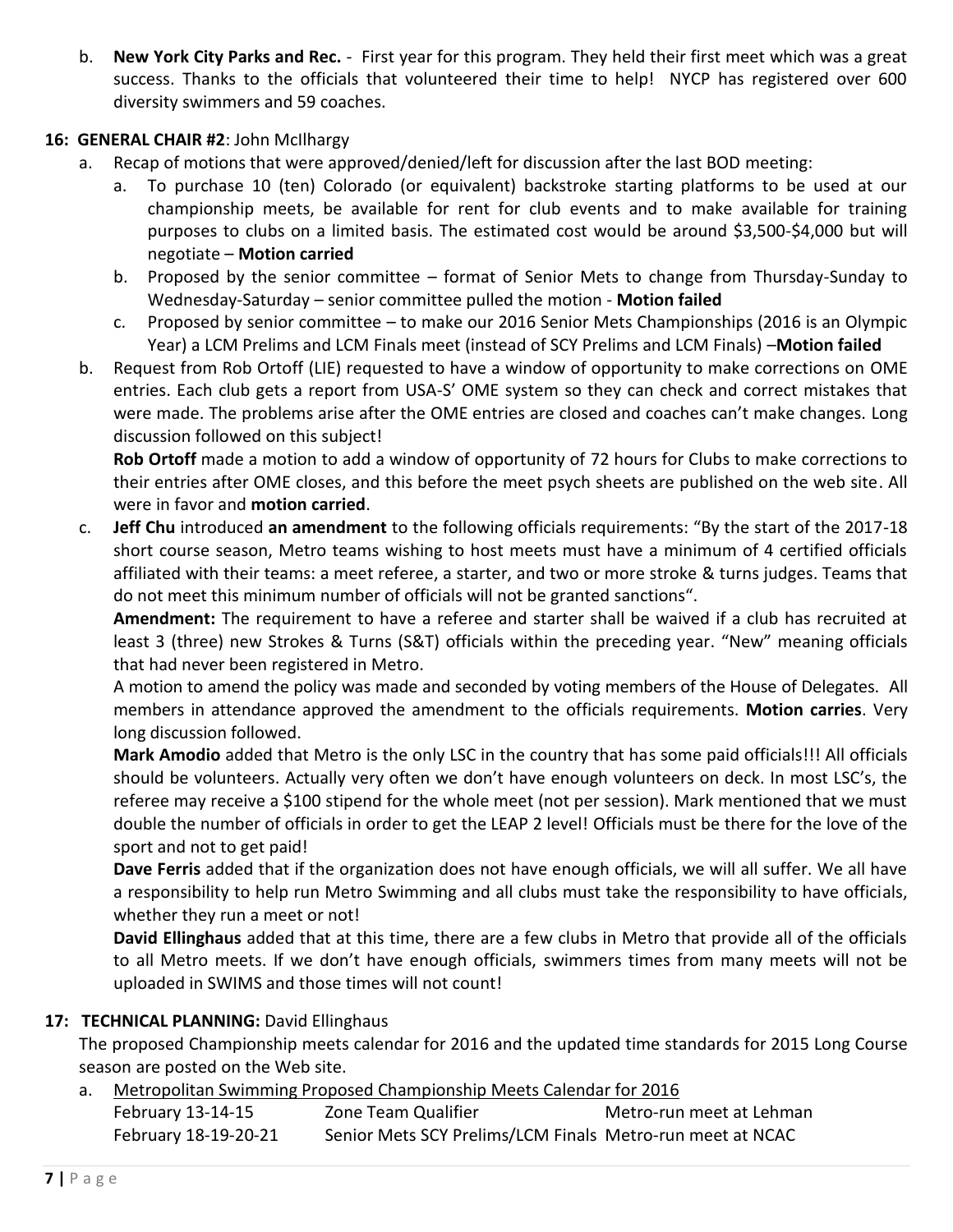b. **New York City Parks and Rec.** - First year for this program. They held their first meet which was a great success. Thanks to the officials that volunteered their time to help! NYCP has registered over 600 diversity swimmers and 59 coaches.

**16: GENERAL CHAIR #2**: John McIlhargy

a. Recap of motions that were approved/denied/left for discussion after the last BOD meeting:

   a. To purchase 10 (ten) Colorado (or equivalent) backstroke starting platforms to be used at our championship meets, be available for rent for club events and to make available for training purposes to clubs on a limited basis. The estimated cost would be around $3,500-$4,000 but will negotiate – **Motion carried**

   b. Proposed by the senior committee – format of Senior Mets to change from Thursday-Sunday to Wednesday-Saturday – senior committee pulled the motion - **Motion failed**

   c. Proposed by senior committee – to make our 2016 Senior Mets Championships (2016 is an Olympic Year) a LCM Prelims and LCM Finals meet (instead of SCY Prelims and LCM Finals) –**Motion failed**

b. Request from Rob Ortoff (LIE) requested to have a window of opportunity to make corrections on OME entries. Each club gets a report from USA-S' OME system so they can check and correct mistakes that were made. The problems arise after the OME entries are closed and coaches can't make changes. Long discussion followed on this subject!

   **Rob Ortoff** made a motion to add a window of opportunity of 72 hours for Clubs to make corrections to their entries after OME closes, and this before the meet psych sheets are published on the web site. All were in favor and **motion carried**.

c. **Jeff Chu** introduced **an amendment** to the following officials requirements: "By the start of the 2017-18 short course season, Metro teams wishing to host meets must have a minimum of 4 certified officials affiliated with their teams: a meet referee, a starter, and two or more stroke & turns judges. Teams that do not meet this minimum number of officials will not be granted sanctions".

   **Amendment:** The requirement to have a referee and starter shall be waived if a club has recruited at least 3 (three) new Strokes & Turns (S&T) officials within the preceding year. "New" meaning officials that had never been registered in Metro.

   A motion to amend the policy was made and seconded by voting members of the House of Delegates. All members in attendance approved the amendment to the officials requirements. **Motion carries**. Very long discussion followed.

   **Mark Amodio** added that Metro is the only LSC in the country that has some paid officials!!! All officials should be volunteers. Actually very often we don't have enough volunteers on deck. In most LSC's, the referee may receive a $100 stipend for the whole meet (not per session). Mark mentioned that we must double the number of officials in order to get the LEAP 2 level! Officials must be there for the love of the sport and not to get paid!

   **Dave Ferris** added that if the organization does not have enough officials, we will all suffer. We all have a responsibility to help run Metro Swimming and all clubs must take the responsibility to have officials, whether they run a meet or not!

   **David Ellinghaus** added that at this time, there are a few clubs in Metro that provide all of the officials to all Metro meets. If we don't have enough officials, swimmers times from many meets will not be uploaded in SWIMS and those times will not count!

**17: TECHNICAL PLANNING:** David Ellinghaus

The proposed Championship meets calendar for 2016 and the updated time standards for 2015 Long Course season are posted on the Web site.

a. <u>Metropolitan Swimming Proposed Championship Meets Calendar for 2016</u>

| | | |
|---|---|---|
| February 13-14-15 | Zone Team Qualifier | Metro-run meet at Lehman |
| February 18-19-20-21 | Senior Mets SCY Prelims/LCM Finals | Metro-run meet at NCAC |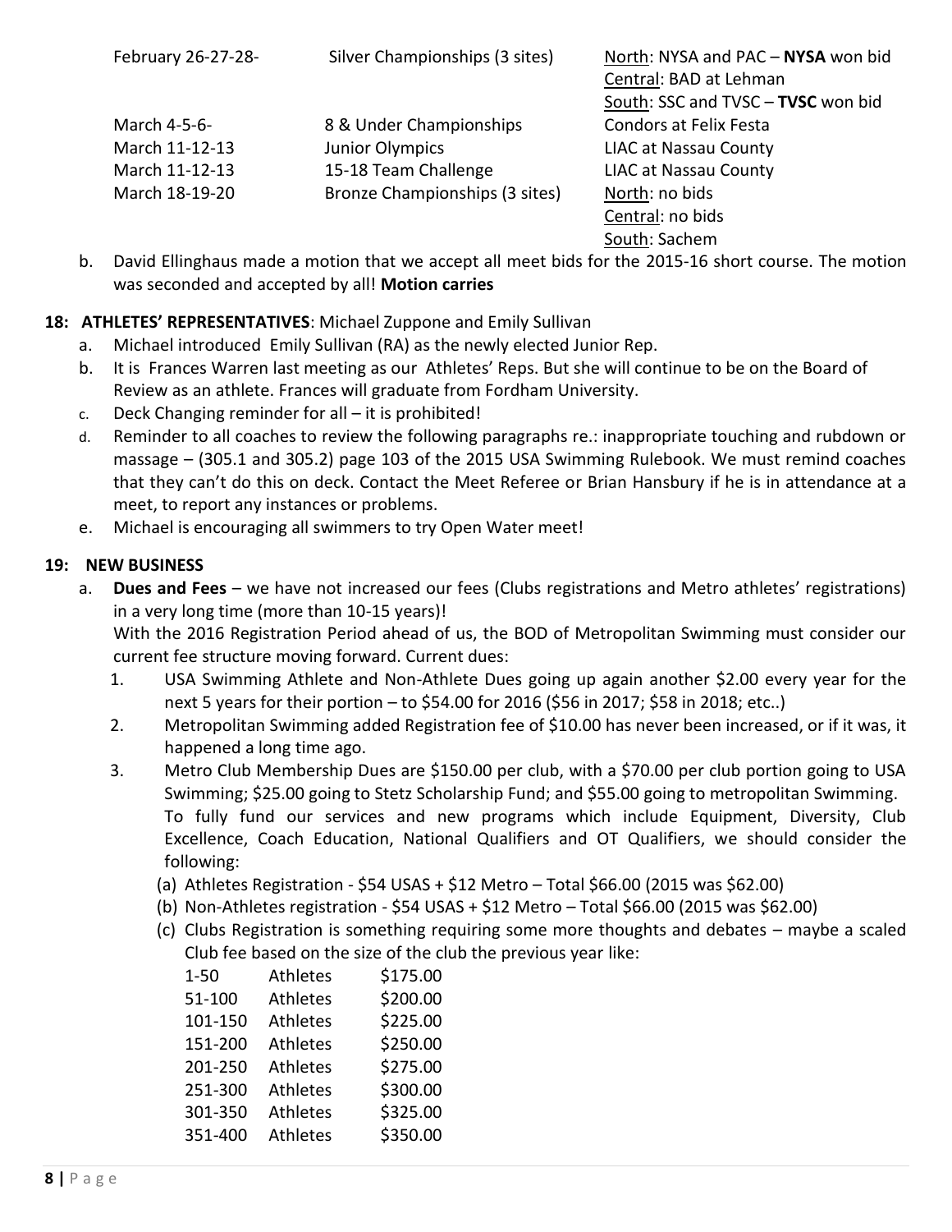| | | |
|---|---|---|
| February 26-27-28- | Silver Championships (3 sites) | North: NYSA and PAC – **NYSA** won bid<br>Central: BAD at Lehman<br>South: SSC and TVSC – **TVSC** won bid |
| March 4-5-6- | 8 & Under Championships | Condors at Felix Festa |
| March 11-12-13 | Junior Olympics | LIAC at Nassau County |
| March 11-12-13 | 15-18 Team Challenge | LIAC at Nassau County |
| March 18-19-20 | Bronze Championships (3 sites) | North: no bids<br>Central: no bids<br>South: Sachem |

b. David Ellinghaus made a motion that we accept all meet bids for the 2015-16 short course. The motion was seconded and accepted by all! **Motion carries**

**18: ATHLETES' REPRESENTATIVES**: Michael Zuppone and Emily Sullivan

a. Michael introduced Emily Sullivan (RA) as the newly elected Junior Rep.
b. It is Frances Warren last meeting as our Athletes' Reps. But she will continue to be on the Board of Review as an athlete. Frances will graduate from Fordham University.
c. Deck Changing reminder for all – it is prohibited!
d. Reminder to all coaches to review the following paragraphs re.: inappropriate touching and rubdown or massage – (305.1 and 305.2) page 103 of the 2015 USA Swimming Rulebook. We must remind coaches that they can't do this on deck. Contact the Meet Referee or Brian Hansbury if he is in attendance at a meet, to report any instances or problems.
e. Michael is encouraging all swimmers to try Open Water meet!

**19: NEW BUSINESS**

a. **Dues and Fees** – we have not increased our fees (Clubs registrations and Metro athletes' registrations) in a very long time (more than 10-15 years)!
With the 2016 Registration Period ahead of us, the BOD of Metropolitan Swimming must consider our current fee structure moving forward. Current dues:
   1. USA Swimming Athlete and Non-Athlete Dues going up again another $2.00 every year for the next 5 years for their portion – to $54.00 for 2016 ($56 in 2017; $58 in 2018; etc..)
   2. Metropolitan Swimming added Registration fee of $10.00 has never been increased, or if it was, it happened a long time ago.
   3. Metro Club Membership Dues are $150.00 per club, with a $70.00 per club portion going to USA Swimming; $25.00 going to Stetz Scholarship Fund; and $55.00 going to metropolitan Swimming.
   To fully fund our services and new programs which include Equipment, Diversity, Club Excellence, Coach Education, National Qualifiers and OT Qualifiers, we should consider the following:
      (a) Athletes Registration - $54 USAS + $12 Metro – Total $66.00 (2015 was $62.00)
      (b) Non-Athletes registration - $54 USAS + $12 Metro – Total $66.00 (2015 was $62.00)
      (c) Clubs Registration is something requiring some more thoughts and debates – maybe a scaled Club fee based on the size of the club the previous year like:

| | | |
|---|---|---|
| 1-50 | Athletes | $175.00 |
| 51-100 | Athletes | $200.00 |
| 101-150 | Athletes | $225.00 |
| 151-200 | Athletes | $250.00 |
| 201-250 | Athletes | $275.00 |
| 251-300 | Athletes | $300.00 |
| 301-350 | Athletes | $325.00 |
| 351-400 | Athletes | $350.00 |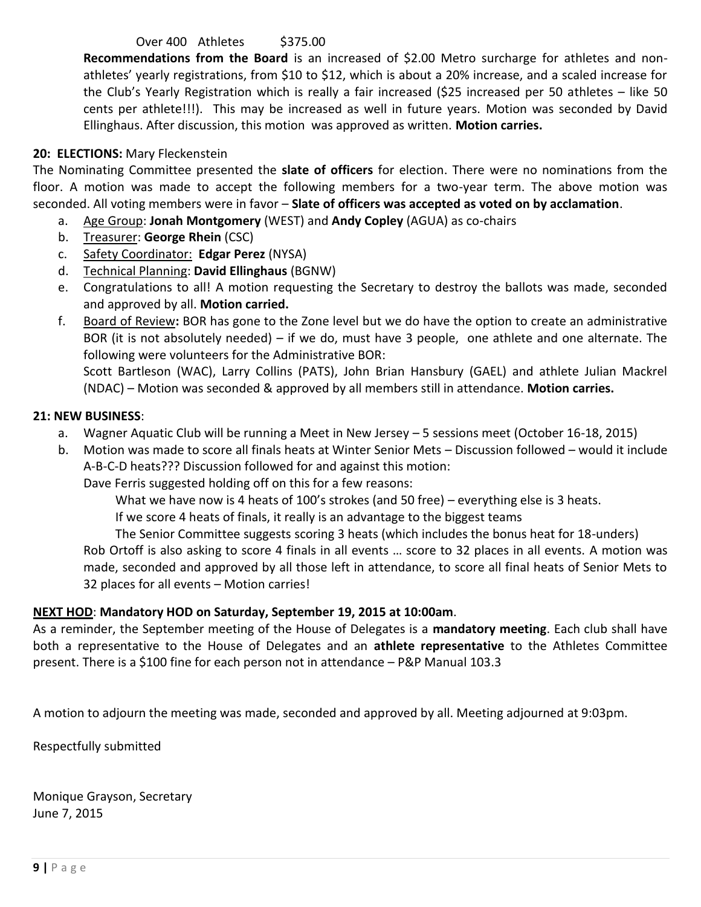Over 400 Athletes $375.00

**Recommendations from the Board** is an increased of $2.00 Metro surcharge for athletes and non-athletes' yearly registrations, from $10 to $12, which is about a 20% increase, and a scaled increase for the Club's Yearly Registration which is really a fair increased ($25 increased per 50 athletes – like 50 cents per athlete!!!). This may be increased as well in future years. Motion was seconded by David Ellinghaus. After discussion, this motion was approved as written. **Motion carries.**

**20: ELECTIONS:** Mary Fleckenstein

The Nominating Committee presented the **slate of officers** for election. There were no nominations from the floor. A motion was made to accept the following members for a two-year term. The above motion was seconded. All voting members were in favor – **Slate of officers was accepted as voted on by acclamation**.

a. Age Group: **Jonah Montgomery** (WEST) and **Andy Copley** (AGUA) as co-chairs
b. Treasurer: **George Rhein** (CSC)
c. Safety Coordinator: **Edgar Perez** (NYSA)
d. Technical Planning: **David Ellinghaus** (BGNW)
e. Congratulations to all! A motion requesting the Secretary to destroy the ballots was made, seconded and approved by all. **Motion carried.**
f. Board of Review**:** BOR has gone to the Zone level but we do have the option to create an administrative BOR (it is not absolutely needed) – if we do, must have 3 people, one athlete and one alternate. The following were volunteers for the Administrative BOR:
   Scott Bartleson (WAC), Larry Collins (PATS), John Brian Hansbury (GAEL) and athlete Julian Mackrel (NDAC) – Motion was seconded & approved by all members still in attendance. **Motion carries.**

**21: NEW BUSINESS**:

a. Wagner Aquatic Club will be running a Meet in New Jersey – 5 sessions meet (October 16-18, 2015)
b. Motion was made to score all finals heats at Winter Senior Mets – Discussion followed – would it include A-B-C-D heats??? Discussion followed for and against this motion:
   Dave Ferris suggested holding off on this for a few reasons:
      What we have now is 4 heats of 100's strokes (and 50 free) – everything else is 3 heats.
      If we score 4 heats of finals, it really is an advantage to the biggest teams
      The Senior Committee suggests scoring 3 heats (which includes the bonus heat for 18-unders)
   Rob Ortoff is also asking to score 4 finals in all events … score to 32 places in all events. A motion was made, seconded and approved by all those left in attendance, to score all final heats of Senior Mets to 32 places for all events – Motion carries!

**NEXT HOD**: **Mandatory HOD on Saturday, September 19, 2015 at 10:00am**.

As a reminder, the September meeting of the House of Delegates is a **mandatory meeting**. Each club shall have both a representative to the House of Delegates and an **athlete representative** to the Athletes Committee present. There is a $100 fine for each person not in attendance – P&P Manual 103.3

A motion to adjourn the meeting was made, seconded and approved by all. Meeting adjourned at 9:03pm.

Respectfully submitted

Monique Grayson, Secretary
June 7, 2015